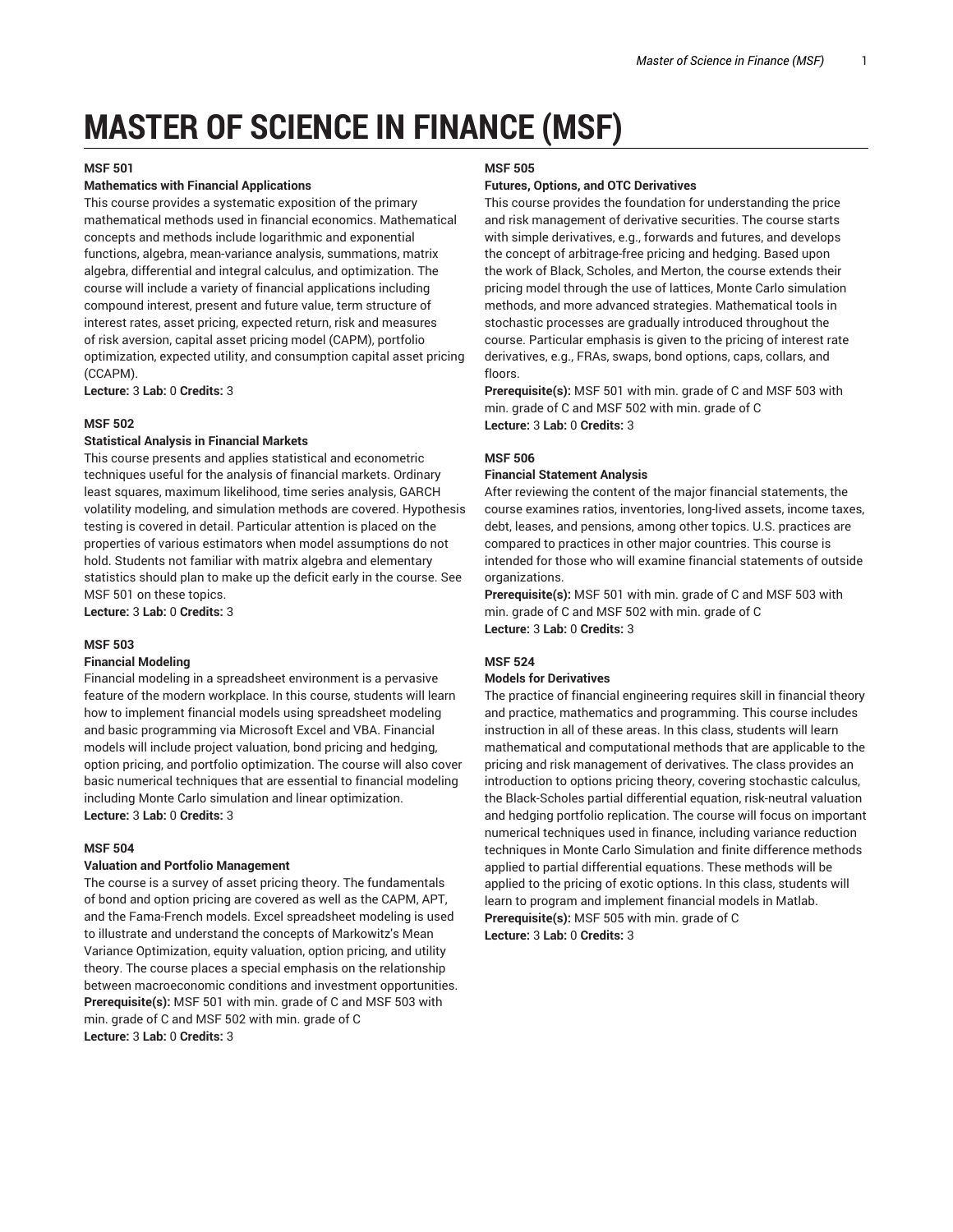# MASTER OF SCIENCE IN FINANCE (MSF)

**MSF 501**

**Mathematics with Financial Applications**

This course provides a systematic exposition of the primary mathematical methods used in financial economics. Mathematical concepts and methods include logarithmic and exponential functions, algebra, mean-variance analysis, summations, matrix algebra, differential and integral calculus, and optimization. The course will include a variety of financial applications including compound interest, present and future value, term structure of interest rates, asset pricing, expected return, risk and measures of risk aversion, capital asset pricing model (CAPM), portfolio optimization, expected utility, and consumption capital asset pricing (CCAPM).

**Lecture:** 3 **Lab:** 0 **Credits:** 3

**MSF 502**

**Statistical Analysis in Financial Markets**

This course presents and applies statistical and econometric techniques useful for the analysis of financial markets. Ordinary least squares, maximum likelihood, time series analysis, GARCH volatility modeling, and simulation methods are covered. Hypothesis testing is covered in detail. Particular attention is placed on the properties of various estimators when model assumptions do not hold. Students not familiar with matrix algebra and elementary statistics should plan to make up the deficit early in the course. See MSF 501 on these topics.

**Lecture:** 3 **Lab:** 0 **Credits:** 3

**MSF 503**

**Financial Modeling**

Financial modeling in a spreadsheet environment is a pervasive feature of the modern workplace. In this course, students will learn how to implement financial models using spreadsheet modeling and basic programming via Microsoft Excel and VBA. Financial models will include project valuation, bond pricing and hedging, option pricing, and portfolio optimization. The course will also cover basic numerical techniques that are essential to financial modeling including Monte Carlo simulation and linear optimization.

**Lecture:** 3 **Lab:** 0 **Credits:** 3

**MSF 504**

**Valuation and Portfolio Management**

The course is a survey of asset pricing theory. The fundamentals of bond and option pricing are covered as well as the CAPM, APT, and the Fama-French models. Excel spreadsheet modeling is used to illustrate and understand the concepts of Markowitz's Mean Variance Optimization, equity valuation, option pricing, and utility theory. The course places a special emphasis on the relationship between macroeconomic conditions and investment opportunities.

**Prerequisite(s):** MSF 501 with min. grade of C and MSF 503 with min. grade of C and MSF 502 with min. grade of C

**Lecture:** 3 **Lab:** 0 **Credits:** 3

**MSF 505**

**Futures, Options, and OTC Derivatives**

This course provides the foundation for understanding the price and risk management of derivative securities. The course starts with simple derivatives, e.g., forwards and futures, and develops the concept of arbitrage-free pricing and hedging. Based upon the work of Black, Scholes, and Merton, the course extends their pricing model through the use of lattices, Monte Carlo simulation methods, and more advanced strategies. Mathematical tools in stochastic processes are gradually introduced throughout the course. Particular emphasis is given to the pricing of interest rate derivatives, e.g., FRAs, swaps, bond options, caps, collars, and floors.

**Prerequisite(s):** MSF 501 with min. grade of C and MSF 503 with min. grade of C and MSF 502 with min. grade of C

**Lecture:** 3 **Lab:** 0 **Credits:** 3

**MSF 506**

**Financial Statement Analysis**

After reviewing the content of the major financial statements, the course examines ratios, inventories, long-lived assets, income taxes, debt, leases, and pensions, among other topics. U.S. practices are compared to practices in other major countries. This course is intended for those who will examine financial statements of outside organizations.

**Prerequisite(s):** MSF 501 with min. grade of C and MSF 503 with min. grade of C and MSF 502 with min. grade of C

**Lecture:** 3 **Lab:** 0 **Credits:** 3

**MSF 524**

**Models for Derivatives**

The practice of financial engineering requires skill in financial theory and practice, mathematics and programming. This course includes instruction in all of these areas. In this class, students will learn mathematical and computational methods that are applicable to the pricing and risk management of derivatives. The class provides an introduction to options pricing theory, covering stochastic calculus, the Black-Scholes partial differential equation, risk-neutral valuation and hedging portfolio replication. The course will focus on important numerical techniques used in finance, including variance reduction techniques in Monte Carlo Simulation and finite difference methods applied to partial differential equations. These methods will be applied to the pricing of exotic options. In this class, students will learn to program and implement financial models in Matlab.

**Prerequisite(s):** MSF 505 with min. grade of C

**Lecture:** 3 **Lab:** 0 **Credits:** 3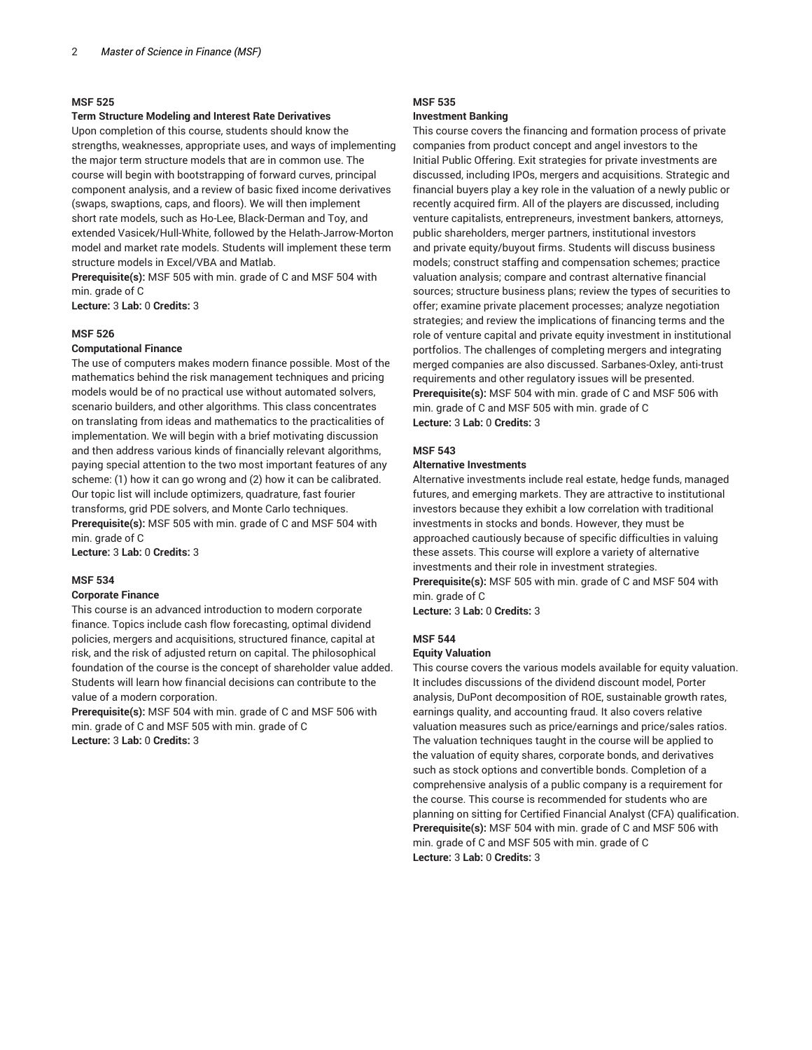### MSF 525

**Term Structure Modeling and Interest Rate Derivatives**

Upon completion of this course, students should know the strengths, weaknesses, appropriate uses, and ways of implementing the major term structure models that are in common use. The course will begin with bootstrapping of forward curves, principal component analysis, and a review of basic fixed income derivatives (swaps, swaptions, caps, and floors). We will then implement short rate models, such as Ho-Lee, Black-Derman and Toy, and extended Vasicek/Hull-White, followed by the Helath-Jarrow-Morton model and market rate models. Students will implement these term structure models in Excel/VBA and Matlab.

**Prerequisite(s):** MSF 505 with min. grade of C and MSF 504 with min. grade of C

**Lecture:** 3 **Lab:** 0 **Credits:** 3

### MSF 526

**Computational Finance**

The use of computers makes modern finance possible. Most of the mathematics behind the risk management techniques and pricing models would be of no practical use without automated solvers, scenario builders, and other algorithms. This class concentrates on translating from ideas and mathematics to the practicalities of implementation. We will begin with a brief motivating discussion and then address various kinds of financially relevant algorithms, paying special attention to the two most important features of any scheme: (1) how it can go wrong and (2) how it can be calibrated. Our topic list will include optimizers, quadrature, fast fourier transforms, grid PDE solvers, and Monte Carlo techniques.

**Prerequisite(s):** MSF 505 with min. grade of C and MSF 504 with min. grade of C

**Lecture:** 3 **Lab:** 0 **Credits:** 3

### MSF 534

**Corporate Finance**

This course is an advanced introduction to modern corporate finance. Topics include cash flow forecasting, optimal dividend policies, mergers and acquisitions, structured finance, capital at risk, and the risk of adjusted return on capital. The philosophical foundation of the course is the concept of shareholder value added. Students will learn how financial decisions can contribute to the value of a modern corporation.

**Prerequisite(s):** MSF 504 with min. grade of C and MSF 506 with min. grade of C and MSF 505 with min. grade of C

**Lecture:** 3 **Lab:** 0 **Credits:** 3

### MSF 535

**Investment Banking**

This course covers the financing and formation process of private companies from product concept and angel investors to the Initial Public Offering. Exit strategies for private investments are discussed, including IPOs, mergers and acquisitions. Strategic and financial buyers play a key role in the valuation of a newly public or recently acquired firm. All of the players are discussed, including venture capitalists, entrepreneurs, investment bankers, attorneys, public shareholders, merger partners, institutional investors and private equity/buyout firms. Students will discuss business models; construct staffing and compensation schemes; practice valuation analysis; compare and contrast alternative financial sources; structure business plans; review the types of securities to offer; examine private placement processes; analyze negotiation strategies; and review the implications of financing terms and the role of venture capital and private equity investment in institutional portfolios. The challenges of completing mergers and integrating merged companies are also discussed. Sarbanes-Oxley, anti-trust requirements and other regulatory issues will be presented.

**Prerequisite(s):** MSF 504 with min. grade of C and MSF 506 with min. grade of C and MSF 505 with min. grade of C

**Lecture:** 3 **Lab:** 0 **Credits:** 3

### MSF 543

**Alternative Investments**

Alternative investments include real estate, hedge funds, managed futures, and emerging markets. They are attractive to institutional investors because they exhibit a low correlation with traditional investments in stocks and bonds. However, they must be approached cautiously because of specific difficulties in valuing these assets. This course will explore a variety of alternative investments and their role in investment strategies.

**Prerequisite(s):** MSF 505 with min. grade of C and MSF 504 with min. grade of C

**Lecture:** 3 **Lab:** 0 **Credits:** 3

### MSF 544

**Equity Valuation**

This course covers the various models available for equity valuation. It includes discussions of the dividend discount model, Porter analysis, DuPont decomposition of ROE, sustainable growth rates, earnings quality, and accounting fraud. It also covers relative valuation measures such as price/earnings and price/sales ratios. The valuation techniques taught in the course will be applied to the valuation of equity shares, corporate bonds, and derivatives such as stock options and convertible bonds. Completion of a comprehensive analysis of a public company is a requirement for the course. This course is recommended for students who are planning on sitting for Certified Financial Analyst (CFA) qualification.

**Prerequisite(s):** MSF 504 with min. grade of C and MSF 506 with min. grade of C and MSF 505 with min. grade of C

**Lecture:** 3 **Lab:** 0 **Credits:** 3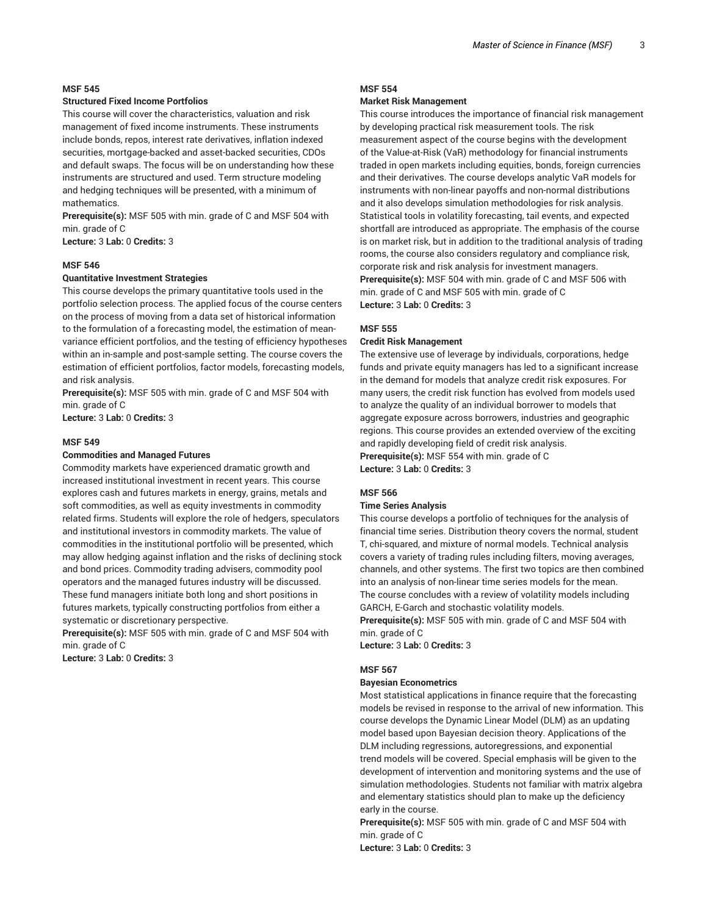**MSF 545**

**Structured Fixed Income Portfolios**

This course will cover the characteristics, valuation and risk management of fixed income instruments. These instruments include bonds, repos, interest rate derivatives, inflation indexed securities, mortgage-backed and asset-backed securities, CDOs and default swaps. The focus will be on understanding how these instruments are structured and used. Term structure modeling and hedging techniques will be presented, with a minimum of mathematics.

**Prerequisite(s):** MSF 505 with min. grade of C and MSF 504 with min. grade of C

**Lecture:** 3 **Lab:** 0 **Credits:** 3

**MSF 546**

**Quantitative Investment Strategies**

This course develops the primary quantitative tools used in the portfolio selection process. The applied focus of the course centers on the process of moving from a data set of historical information to the formulation of a forecasting model, the estimation of mean-variance efficient portfolios, and the testing of efficiency hypotheses within an in-sample and post-sample setting. The course covers the estimation of efficient portfolios, factor models, forecasting models, and risk analysis.

**Prerequisite(s):** MSF 505 with min. grade of C and MSF 504 with min. grade of C

**Lecture:** 3 **Lab:** 0 **Credits:** 3

**MSF 549**

**Commodities and Managed Futures**

Commodity markets have experienced dramatic growth and increased institutional investment in recent years. This course explores cash and futures markets in energy, grains, metals and soft commodities, as well as equity investments in commodity related firms. Students will explore the role of hedgers, speculators and institutional investors in commodity markets. The value of commodities in the institutional portfolio will be presented, which may allow hedging against inflation and the risks of declining stock and bond prices. Commodity trading advisers, commodity pool operators and the managed futures industry will be discussed. These fund managers initiate both long and short positions in futures markets, typically constructing portfolios from either a systematic or discretionary perspective.

**Prerequisite(s):** MSF 505 with min. grade of C and MSF 504 with min. grade of C

**Lecture:** 3 **Lab:** 0 **Credits:** 3

**MSF 554**

**Market Risk Management**

This course introduces the importance of financial risk management by developing practical risk measurement tools. The risk measurement aspect of the course begins with the development of the Value-at-Risk (VaR) methodology for financial instruments traded in open markets including equities, bonds, foreign currencies and their derivatives. The course develops analytic VaR models for instruments with non-linear payoffs and non-normal distributions and it also develops simulation methodologies for risk analysis. Statistical tools in volatility forecasting, tail events, and expected shortfall are introduced as appropriate. The emphasis of the course is on market risk, but in addition to the traditional analysis of trading rooms, the course also considers regulatory and compliance risk, corporate risk and risk analysis for investment managers.

**Prerequisite(s):** MSF 504 with min. grade of C and MSF 506 with min. grade of C and MSF 505 with min. grade of C

**Lecture:** 3 **Lab:** 0 **Credits:** 3

**MSF 555**

**Credit Risk Management**

The extensive use of leverage by individuals, corporations, hedge funds and private equity managers has led to a significant increase in the demand for models that analyze credit risk exposures. For many users, the credit risk function has evolved from models used to analyze the quality of an individual borrower to models that aggregate exposure across borrowers, industries and geographic regions. This course provides an extended overview of the exciting and rapidly developing field of credit risk analysis.

**Prerequisite(s):** MSF 554 with min. grade of C

**Lecture:** 3 **Lab:** 0 **Credits:** 3

**MSF 566**

**Time Series Analysis**

This course develops a portfolio of techniques for the analysis of financial time series. Distribution theory covers the normal, student T, chi-squared, and mixture of normal models. Technical analysis covers a variety of trading rules including filters, moving averages, channels, and other systems. The first two topics are then combined into an analysis of non-linear time series models for the mean. The course concludes with a review of volatility models including GARCH, E-Garch and stochastic volatility models.

**Prerequisite(s):** MSF 505 with min. grade of C and MSF 504 with min. grade of C

**Lecture:** 3 **Lab:** 0 **Credits:** 3

**MSF 567**

**Bayesian Econometrics**

Most statistical applications in finance require that the forecasting models be revised in response to the arrival of new information. This course develops the Dynamic Linear Model (DLM) as an updating model based upon Bayesian decision theory. Applications of the DLM including regressions, autoregressions, and exponential trend models will be covered. Special emphasis will be given to the development of intervention and monitoring systems and the use of simulation methodologies. Students not familiar with matrix algebra and elementary statistics should plan to make up the deficiency early in the course.

**Prerequisite(s):** MSF 505 with min. grade of C and MSF 504 with min. grade of C

**Lecture:** 3 **Lab:** 0 **Credits:** 3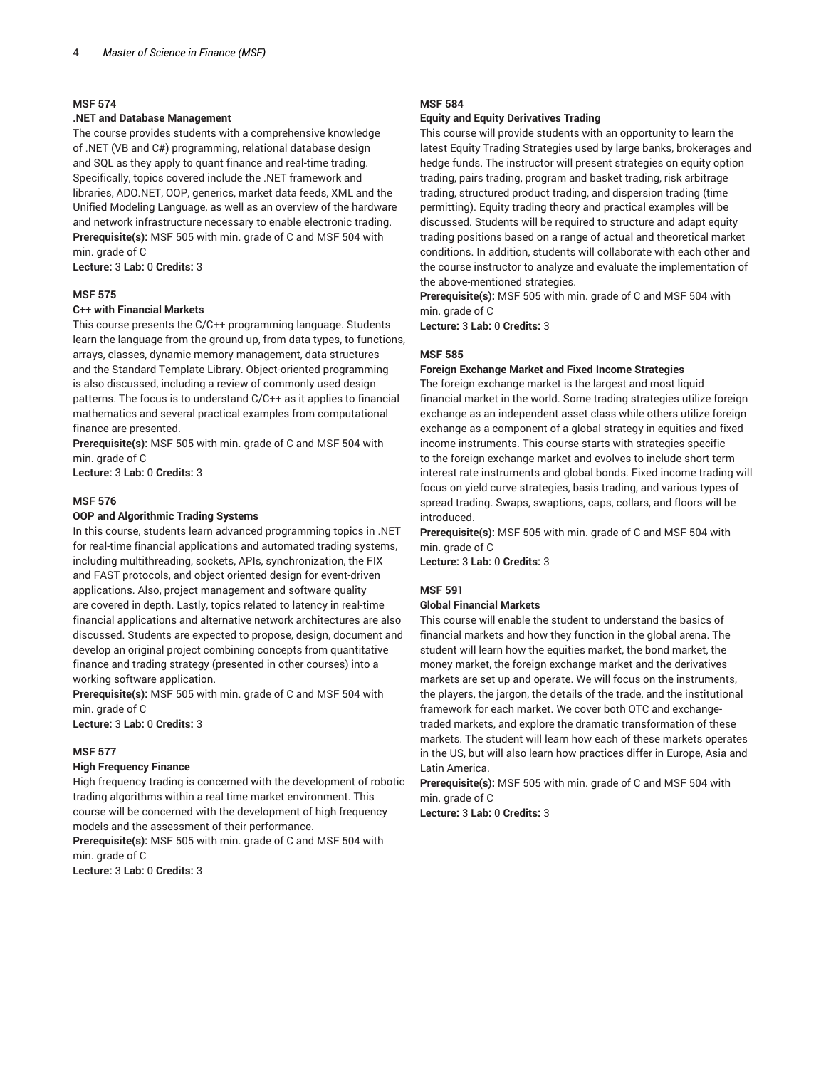**MSF 574**

**.NET and Database Management**

The course provides students with a comprehensive knowledge of .NET (VB and C#) programming, relational database design and SQL as they apply to quant finance and real-time trading. Specifically, topics covered include the .NET framework and libraries, ADO.NET, OOP, generics, market data feeds, XML and the Unified Modeling Language, as well as an overview of the hardware and network infrastructure necessary to enable electronic trading.

**Prerequisite(s):** MSF 505 with min. grade of C and MSF 504 with min. grade of C

**Lecture:** 3 **Lab:** 0 **Credits:** 3

**MSF 575**

**C++ with Financial Markets**

This course presents the C/C++ programming language. Students learn the language from the ground up, from data types, to functions, arrays, classes, dynamic memory management, data structures and the Standard Template Library. Object-oriented programming is also discussed, including a review of commonly used design patterns. The focus is to understand C/C++ as it applies to financial mathematics and several practical examples from computational finance are presented.

**Prerequisite(s):** MSF 505 with min. grade of C and MSF 504 with min. grade of C

**Lecture:** 3 **Lab:** 0 **Credits:** 3

**MSF 576**

**OOP and Algorithmic Trading Systems**

In this course, students learn advanced programming topics in .NET for real-time financial applications and automated trading systems, including multithreading, sockets, APIs, synchronization, the FIX and FAST protocols, and object oriented design for event-driven applications. Also, project management and software quality are covered in depth. Lastly, topics related to latency in real-time financial applications and alternative network architectures are also discussed. Students are expected to propose, design, document and develop an original project combining concepts from quantitative finance and trading strategy (presented in other courses) into a working software application.

**Prerequisite(s):** MSF 505 with min. grade of C and MSF 504 with min. grade of C

**Lecture:** 3 **Lab:** 0 **Credits:** 3

**MSF 577**

**High Frequency Finance**

High frequency trading is concerned with the development of robotic trading algorithms within a real time market environment. This course will be concerned with the development of high frequency models and the assessment of their performance.

**Prerequisite(s):** MSF 505 with min. grade of C and MSF 504 with min. grade of C

**Lecture:** 3 **Lab:** 0 **Credits:** 3

**MSF 584**

**Equity and Equity Derivatives Trading**

This course will provide students with an opportunity to learn the latest Equity Trading Strategies used by large banks, brokerages and hedge funds. The instructor will present strategies on equity option trading, pairs trading, program and basket trading, risk arbitrage trading, structured product trading, and dispersion trading (time permitting). Equity trading theory and practical examples will be discussed. Students will be required to structure and adapt equity trading positions based on a range of actual and theoretical market conditions. In addition, students will collaborate with each other and the course instructor to analyze and evaluate the implementation of the above-mentioned strategies.

**Prerequisite(s):** MSF 505 with min. grade of C and MSF 504 with min. grade of C

**Lecture:** 3 **Lab:** 0 **Credits:** 3

**MSF 585**

**Foreign Exchange Market and Fixed Income Strategies**

The foreign exchange market is the largest and most liquid financial market in the world. Some trading strategies utilize foreign exchange as an independent asset class while others utilize foreign exchange as a component of a global strategy in equities and fixed income instruments. This course starts with strategies specific to the foreign exchange market and evolves to include short term interest rate instruments and global bonds. Fixed income trading will focus on yield curve strategies, basis trading, and various types of spread trading. Swaps, swaptions, caps, collars, and floors will be introduced.

**Prerequisite(s):** MSF 505 with min. grade of C and MSF 504 with min. grade of C

**Lecture:** 3 **Lab:** 0 **Credits:** 3

**MSF 591**

**Global Financial Markets**

This course will enable the student to understand the basics of financial markets and how they function in the global arena. The student will learn how the equities market, the bond market, the money market, the foreign exchange market and the derivatives markets are set up and operate. We will focus on the instruments, the players, the jargon, the details of the trade, and the institutional framework for each market. We cover both OTC and exchange-traded markets, and explore the dramatic transformation of these markets. The student will learn how each of these markets operates in the US, but will also learn how practices differ in Europe, Asia and Latin America.

**Prerequisite(s):** MSF 505 with min. grade of C and MSF 504 with min. grade of C

**Lecture:** 3 **Lab:** 0 **Credits:** 3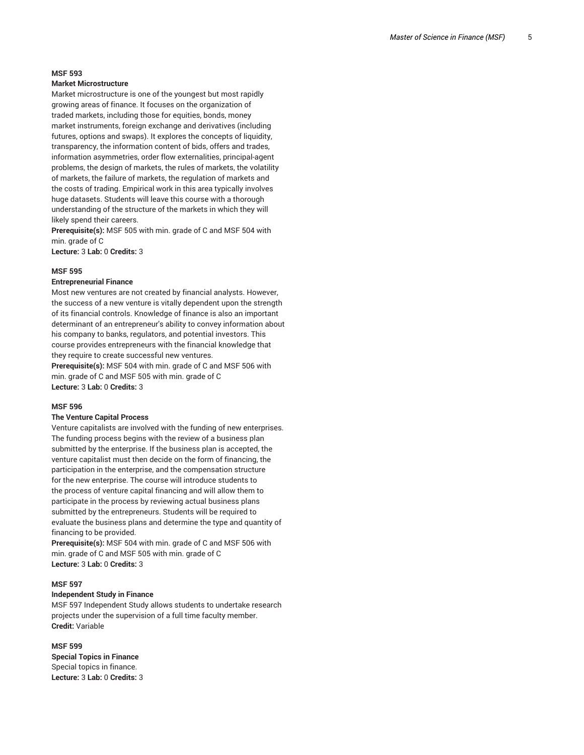**MSF 593**

**Market Microstructure**

Market microstructure is one of the youngest but most rapidly growing areas of finance. It focuses on the organization of traded markets, including those for equities, bonds, money market instruments, foreign exchange and derivatives (including futures, options and swaps). It explores the concepts of liquidity, transparency, the information content of bids, offers and trades, information asymmetries, order flow externalities, principal-agent problems, the design of markets, the rules of markets, the volatility of markets, the failure of markets, the regulation of markets and the costs of trading. Empirical work in this area typically involves huge datasets. Students will leave this course with a thorough understanding of the structure of the markets in which they will likely spend their careers.

**Prerequisite(s):** MSF 505 with min. grade of C and MSF 504 with min. grade of C

**Lecture:** 3 **Lab:** 0 **Credits:** 3

**MSF 595**

**Entrepreneurial Finance**

Most new ventures are not created by financial analysts. However, the success of a new venture is vitally dependent upon the strength of its financial controls. Knowledge of finance is also an important determinant of an entrepreneur's ability to convey information about his company to banks, regulators, and potential investors. This course provides entrepreneurs with the financial knowledge that they require to create successful new ventures.

**Prerequisite(s):** MSF 504 with min. grade of C and MSF 506 with min. grade of C and MSF 505 with min. grade of C

**Lecture:** 3 **Lab:** 0 **Credits:** 3

**MSF 596**

**The Venture Capital Process**

Venture capitalists are involved with the funding of new enterprises. The funding process begins with the review of a business plan submitted by the enterprise. If the business plan is accepted, the venture capitalist must then decide on the form of financing, the participation in the enterprise, and the compensation structure for the new enterprise. The course will introduce students to the process of venture capital financing and will allow them to participate in the process by reviewing actual business plans submitted by the entrepreneurs. Students will be required to evaluate the business plans and determine the type and quantity of financing to be provided.

**Prerequisite(s):** MSF 504 with min. grade of C and MSF 506 with min. grade of C and MSF 505 with min. grade of C

**Lecture:** 3 **Lab:** 0 **Credits:** 3

**MSF 597**

**Independent Study in Finance**

MSF 597 Independent Study allows students to undertake research projects under the supervision of a full time faculty member.

**Credit:** Variable

**MSF 599**

**Special Topics in Finance**

Special topics in finance.

**Lecture:** 3 **Lab:** 0 **Credits:** 3